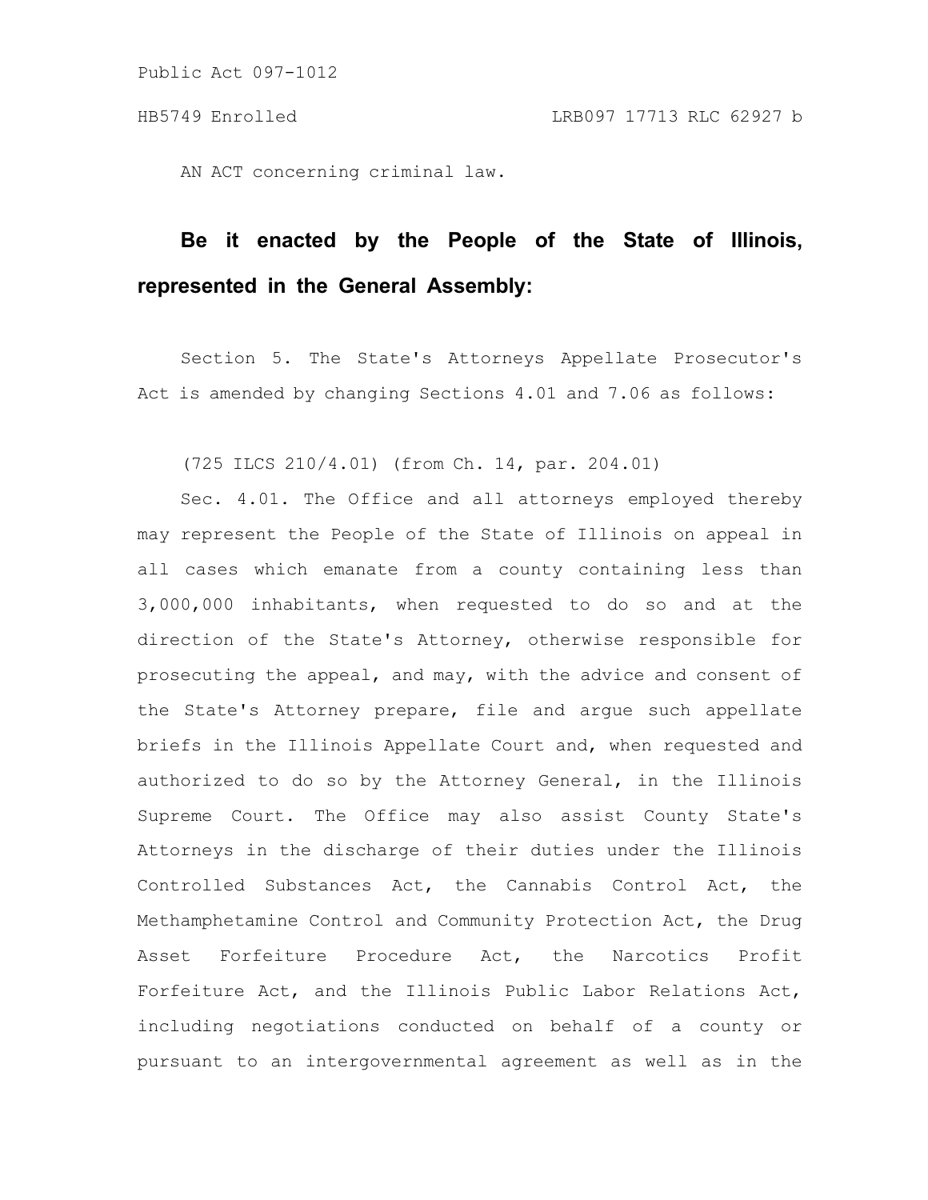Public Act 097-1012

HB5749 Enrolled LRB097 17713 RLC 62927 b

AN ACT concerning criminal law.

**Be it enacted by the People of the State of Illinois, represented in the General Assembly:**

Section 5. The State's Attorneys Appellate Prosecutor's Act is amended by changing Sections 4.01 and 7.06 as follows:

(725 ILCS 210/4.01) (from Ch. 14, par. 204.01)

Sec. 4.01. The Office and all attorneys employed thereby may represent the People of the State of Illinois on appeal in all cases which emanate from a county containing less than 3,000,000 inhabitants, when requested to do so and at the direction of the State's Attorney, otherwise responsible for prosecuting the appeal, and may, with the advice and consent of the State's Attorney prepare, file and argue such appellate briefs in the Illinois Appellate Court and, when requested and authorized to do so by the Attorney General, in the Illinois Supreme Court. The Office may also assist County State's Attorneys in the discharge of their duties under the Illinois Controlled Substances Act, the Cannabis Control Act, the Methamphetamine Control and Community Protection Act, the Drug Asset Forfeiture Procedure Act, the Narcotics Profit Forfeiture Act, and the Illinois Public Labor Relations Act, including negotiations conducted on behalf of a county or pursuant to an intergovernmental agreement as well as in the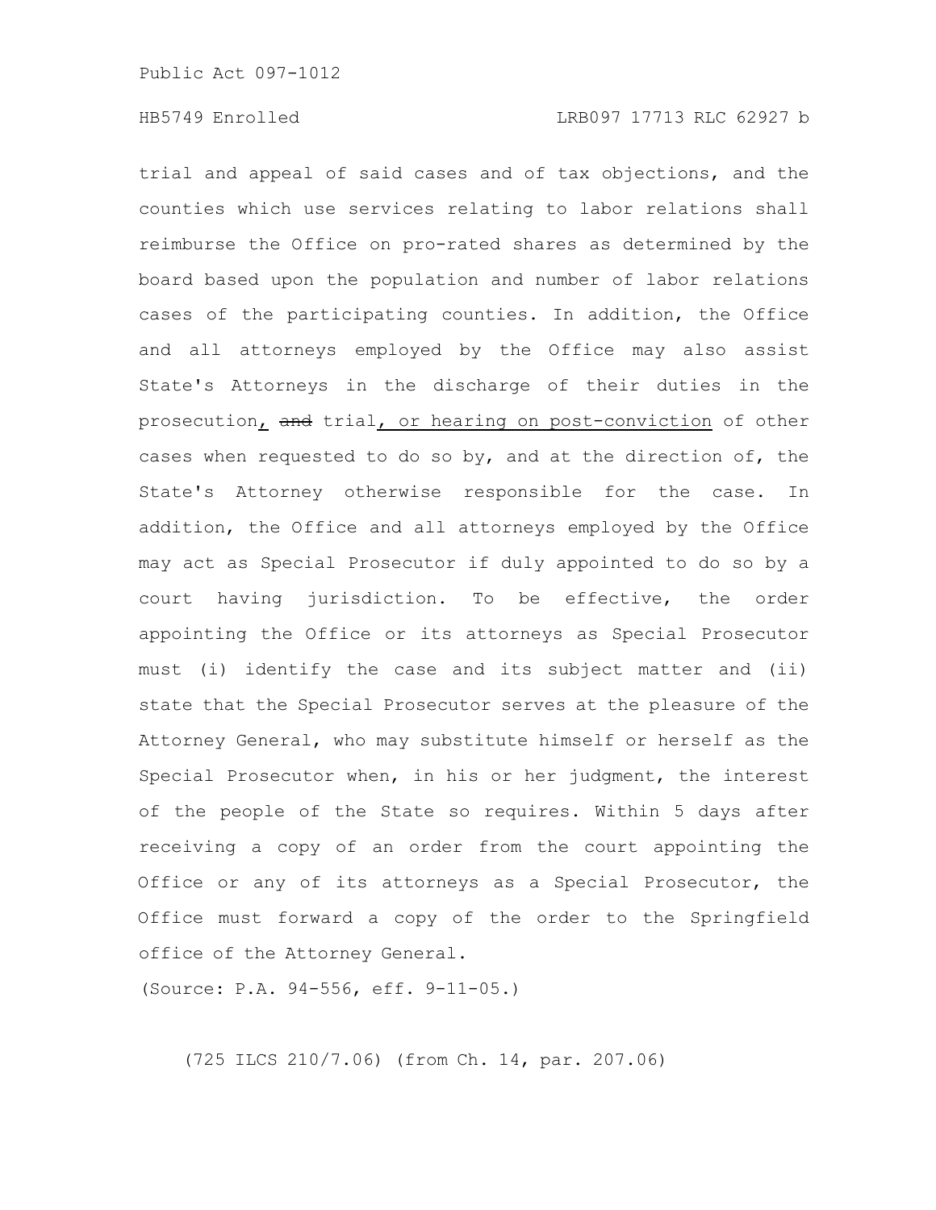trial and appeal of said cases and of tax objections, and the counties which use services relating to labor relations shall reimburse the Office on pro-rated shares as determined by the board based upon the population and number of labor relations cases of the participating counties. In addition, the Office and all attorneys employed by the Office may also assist State's Attorneys in the discharge of their duties in the prosecution, ~~and~~ trial, or hearing on post-conviction of other cases when requested to do so by, and at the direction of, the State's Attorney otherwise responsible for the case. In addition, the Office and all attorneys employed by the Office may act as Special Prosecutor if duly appointed to do so by a court having jurisdiction. To be effective, the order appointing the Office or its attorneys as Special Prosecutor must (i) identify the case and its subject matter and (ii) state that the Special Prosecutor serves at the pleasure of the Attorney General, who may substitute himself or herself as the Special Prosecutor when, in his or her judgment, the interest of the people of the State so requires. Within 5 days after receiving a copy of an order from the court appointing the Office or any of its attorneys as a Special Prosecutor, the Office must forward a copy of the order to the Springfield office of the Attorney General.

(Source: P.A. 94-556, eff. 9-11-05.)

(725 ILCS 210/7.06) (from Ch. 14, par. 207.06)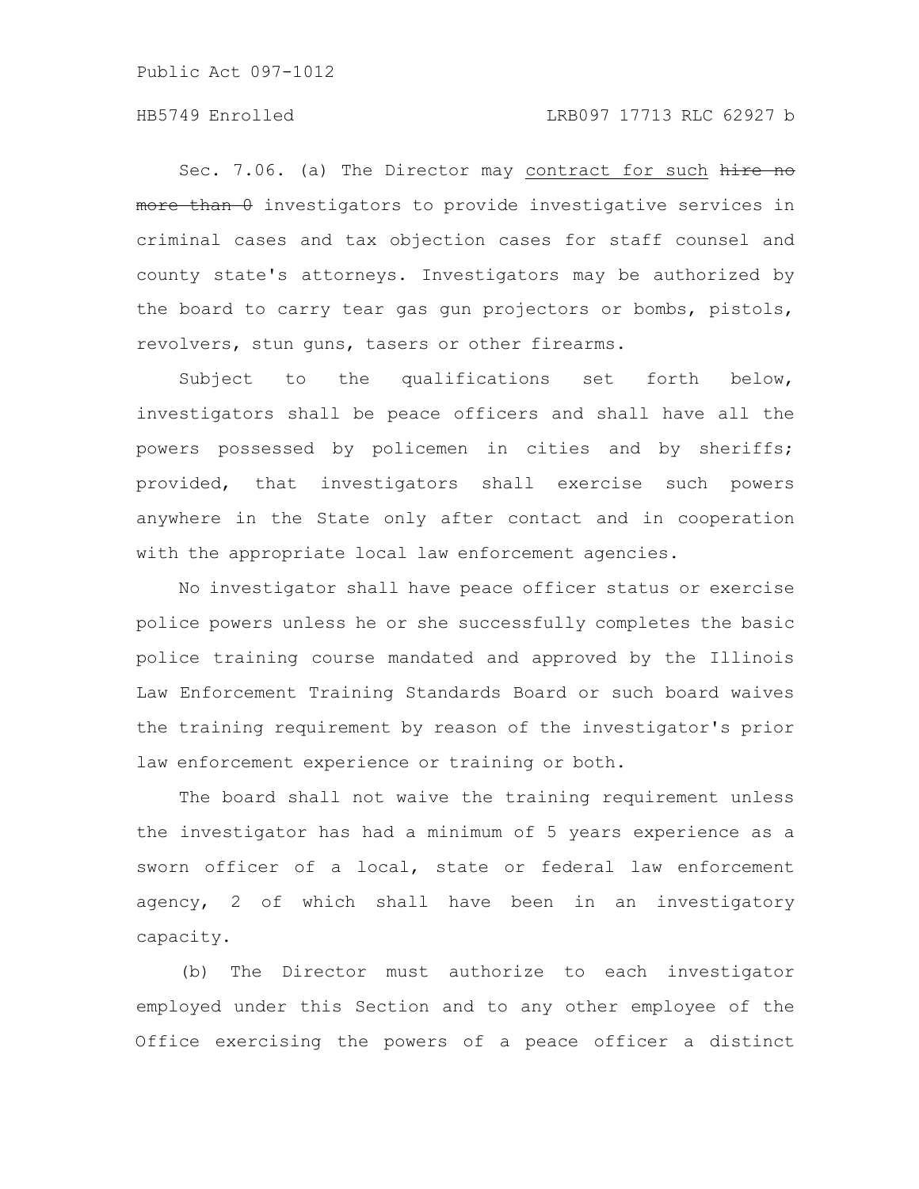Sec. 7.06. (a) The Director may contract for such ~~hire no more than 0~~ investigators to provide investigative services in criminal cases and tax objection cases for staff counsel and county state's attorneys. Investigators may be authorized by the board to carry tear gas gun projectors or bombs, pistols, revolvers, stun guns, tasers or other firearms.

Subject to the qualifications set forth below, investigators shall be peace officers and shall have all the powers possessed by policemen in cities and by sheriffs; provided, that investigators shall exercise such powers anywhere in the State only after contact and in cooperation with the appropriate local law enforcement agencies.

No investigator shall have peace officer status or exercise police powers unless he or she successfully completes the basic police training course mandated and approved by the Illinois Law Enforcement Training Standards Board or such board waives the training requirement by reason of the investigator's prior law enforcement experience or training or both.

The board shall not waive the training requirement unless the investigator has had a minimum of 5 years experience as a sworn officer of a local, state or federal law enforcement agency, 2 of which shall have been in an investigatory capacity.

(b) The Director must authorize to each investigator employed under this Section and to any other employee of the Office exercising the powers of a peace officer a distinct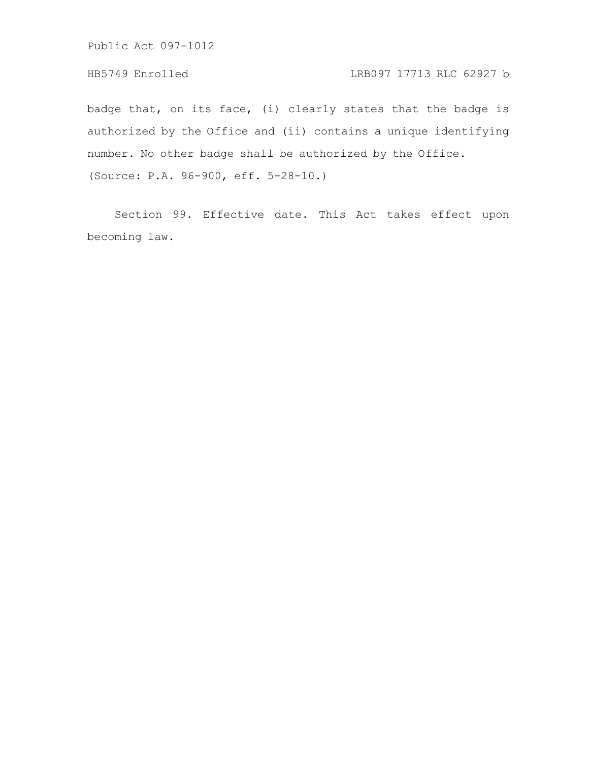badge that, on its face, (i) clearly states that the badge is authorized by the Office and (ii) contains a unique identifying number. No other badge shall be authorized by the Office.

(Source: P.A. 96-900, eff. 5-28-10.)

Section 99. Effective date. This Act takes effect upon becoming law.